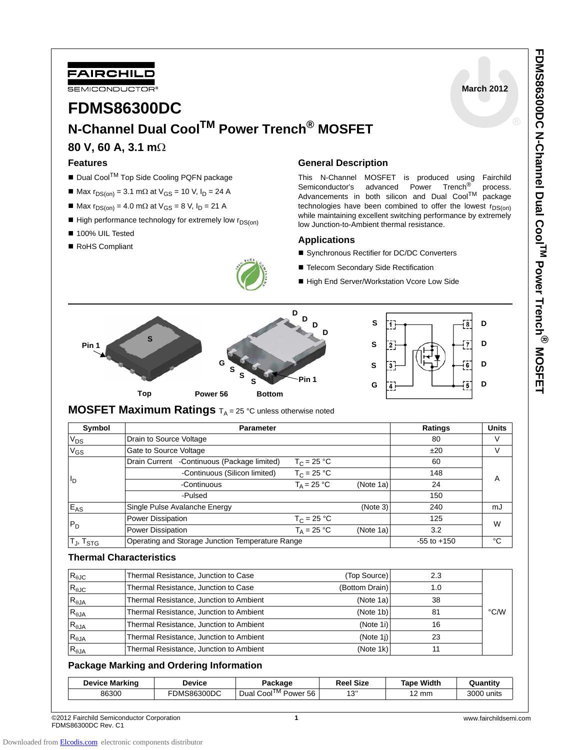FAIRCHILD SEMICONDUCTOR®

March 2012

# FDMS86300DC

## N-Channel Dual Cool™ Power Trench® MOSFET

### 80 V, 60 A, 3.1 mΩ

### Features

- Dual Cool™ Top Side Cooling PQFN package
- Max $r_{DS(on)}$ = 3.1 mΩ at $V_{GS}$ = 10 V, $I_D$ = 24 A
- Max $r_{DS(on)}$ = 4.0 mΩ at $V_{GS}$ = 8 V, $I_D$ = 21 A
- High performance technology for extremely low $r_{DS(on)}$
- 100% UIL Tested
- RoHS Compliant

### General Description

This N-Channel MOSFET is produced using Fairchild Semiconductor's advanced Power Trench® process. Advancements in both silicon and Dual Cool™ package technologies have been combined to offer the lowest $r_{DS(on)}$ while maintaining excellent switching performance by extremely low Junction-to-Ambient thermal resistance.

### Applications

- Synchronous Rectifier for DC/DC Converters
- Telecom Secondary Side Rectification
- High End Server/Workstation Vcore Low Side

Top　Power 56　Bottom

## MOSFET Maximum Ratings $T_A$ = 25 °C unless otherwise noted

| Symbol | Parameter | | | Ratings | Units |
|---|---|---|---|---|---|
| $V_{DS}$ | Drain to Source Voltage | | | 80 | V |
| $V_{GS}$ | Gate to Source Voltage | | | ±20 | V |
| $I_D$ | Drain Current -Continuous (Package limited) | $T_C$ = 25 °C | | 60 | A |
| | -Continuous (Silicon limited) | $T_C$ = 25 °C | | 148 | |
| | -Continuous | $T_A$ = 25 °C | (Note 1a) | 24 | |
| | -Pulsed | | | 150 | |
| $E_{AS}$ | Single Pulse Avalanche Energy | | (Note 3) | 240 | mJ |
| $P_D$ | Power Dissipation | $T_C$ = 25 °C | | 125 | W |
| | Power Dissipation | $T_A$ = 25 °C | (Note 1a) | 3.2 | |
| $T_J$, $T_{STG}$ | Operating and Storage Junction Temperature Range | | | -55 to +150 | °C |

### Thermal Characteristics

| Symbol | Parameter | | Ratings | Units |
|---|---|---|---|---|
| $R_{\theta JC}$ | Thermal Resistance, Junction to Case | (Top Source) | 2.3 | °C/W |
| $R_{\theta JC}$ | Thermal Resistance, Junction to Case | (Bottom Drain) | 1.0 | |
| $R_{\theta JA}$ | Thermal Resistance, Junction to Ambient | (Note 1a) | 38 | |
| $R_{\theta JA}$ | Thermal Resistance, Junction to Ambient | (Note 1b) | 81 | |
| $R_{\theta JA}$ | Thermal Resistance, Junction to Ambient | (Note 1i) | 16 | |
| $R_{\theta JA}$ | Thermal Resistance, Junction to Ambient | (Note 1j) | 23 | |
| $R_{\theta JA}$ | Thermal Resistance, Junction to Ambient | (Note 1k) | 11 | |

### Package Marking and Ordering Information

| Device Marking | Device | Package | Reel Size | Tape Width | Quantity |
|---|---|---|---|---|---|
| 86300 | FDMS86300DC | Dual Cool™ Power 56 | 13'' | 12 mm | 3000 units |

©2012 Fairchild Semiconductor Corporation
FDMS86300DC Rev. C1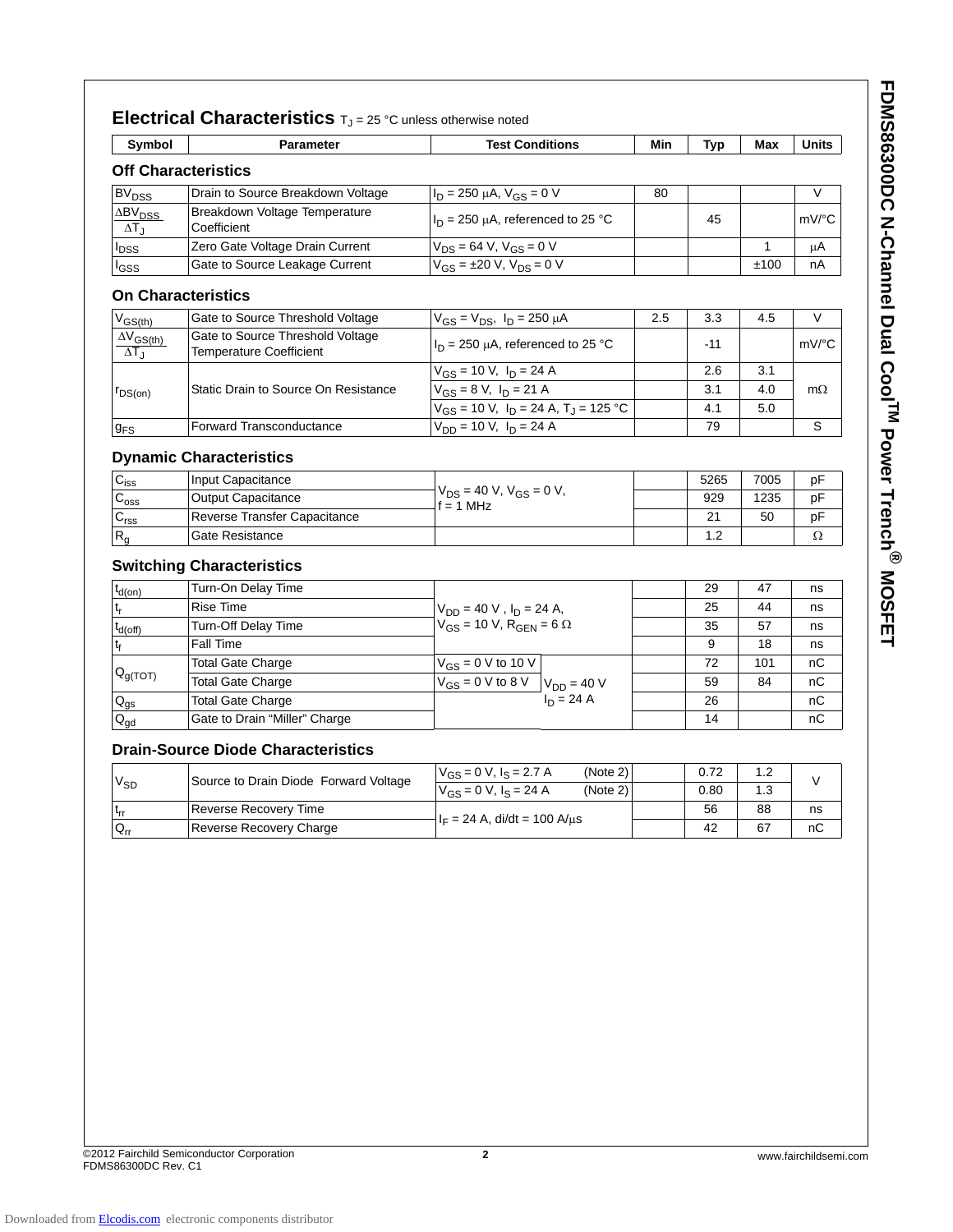## Electrical Characteristics $T_J$ = 25 °C unless otherwise noted

| Symbol | Parameter | Test Conditions | Min | Typ | Max | Units |
|---|---|---|---|---|---|---|
| **Off Characteristics** | | | | | | |
| $BV_{DSS}$ | Drain to Source Breakdown Voltage | $I_D$ = 250 μA, $V_{GS}$ = 0 V | 80 | | | V |
| $\frac{\Delta BV_{DSS}}{\Delta T_J}$ | Breakdown Voltage Temperature Coefficient | $I_D$ = 250 μA, referenced to 25 °C | | 45 | | mV/°C |
| $I_{DSS}$ | Zero Gate Voltage Drain Current | $V_{DS}$ = 64 V, $V_{GS}$ = 0 V | | | 1 | μA |
| $I_{GSS}$ | Gate to Source Leakage Current | $V_{GS}$ = ±20 V, $V_{DS}$ = 0 V | | | ±100 | nA |
| **On Characteristics** | | | | | | |
| $V_{GS(th)}$ | Gate to Source Threshold Voltage | $V_{GS} = V_{DS}$, $I_D$ = 250 μA | 2.5 | 3.3 | 4.5 | V |
| $\frac{\Delta V_{GS(th)}}{\Delta T_J}$ | Gate to Source Threshold Voltage Temperature Coefficient | $I_D$ = 250 μA, referenced to 25 °C | | -11 | | mV/°C |
| $r_{DS(on)}$ | Static Drain to Source On Resistance | $V_{GS}$ = 10 V, $I_D$ = 24 A | | 2.6 | 3.1 | mΩ |
| | | $V_{GS}$ = 8 V, $I_D$ = 21 A | | 3.1 | 4.0 | |
| | | $V_{GS}$ = 10 V, $I_D$ = 24 A, $T_J$ = 125 °C | | 4.1 | 5.0 | |
| $g_{FS}$ | Forward Transconductance | $V_{DD}$ = 10 V, $I_D$ = 24 A | | 79 | | S |
| **Dynamic Characteristics** | | | | | | |
| $C_{iss}$ | Input Capacitance | $V_{DS}$ = 40 V, $V_{GS}$ = 0 V, f = 1 MHz | | 5265 | 7005 | pF |
| $C_{oss}$ | Output Capacitance | | | 929 | 1235 | pF |
| $C_{rss}$ | Reverse Transfer Capacitance | | | 21 | 50 | pF |
| $R_g$ | Gate Resistance | | | 1.2 | | Ω |
| **Switching Characteristics** | | | | | | |
| $t_{d(on)}$ | Turn-On Delay Time | $V_{DD}$ = 40 V, $I_D$ = 24 A, $V_{GS}$ = 10 V, $R_{GEN}$ = 6 Ω | | 29 | 47 | ns |
| $t_r$ | Rise Time | | | 25 | 44 | ns |
| $t_{d(off)}$ | Turn-Off Delay Time | | | 35 | 57 | ns |
| $t_f$ | Fall Time | | | 9 | 18 | ns |
| $Q_{g(TOT)}$ | Total Gate Charge | $V_{GS}$ = 0 V to 10 V; $V_{DD}$ = 40 V, $I_D$ = 24 A | | 72 | 101 | nC |
| | Total Gate Charge | $V_{GS}$ = 0 V to 8 V; $V_{DD}$ = 40 V, $I_D$ = 24 A | | 59 | 84 | nC |
| $Q_{gs}$ | Total Gate Charge | $V_{DD}$ = 40 V, $I_D$ = 24 A | | 26 | | nC |
| $Q_{gd}$ | Gate to Drain "Miller" Charge | | | 14 | | nC |
| **Drain-Source Diode Characteristics** | | | | | | |
| $V_{SD}$ | Source to Drain Diode Forward Voltage | $V_{GS}$ = 0 V, $I_S$ = 2.7 A (Note 2) | | 0.72 | 1.2 | V |
| | | $V_{GS}$ = 0 V, $I_S$ = 24 A (Note 2) | | 0.80 | 1.3 | |
| $t_{rr}$ | Reverse Recovery Time | $I_F$ = 24 A, di/dt = 100 A/μs | | 56 | 88 | ns |
| $Q_{rr}$ | Reverse Recovery Charge | | | 42 | 67 | nC |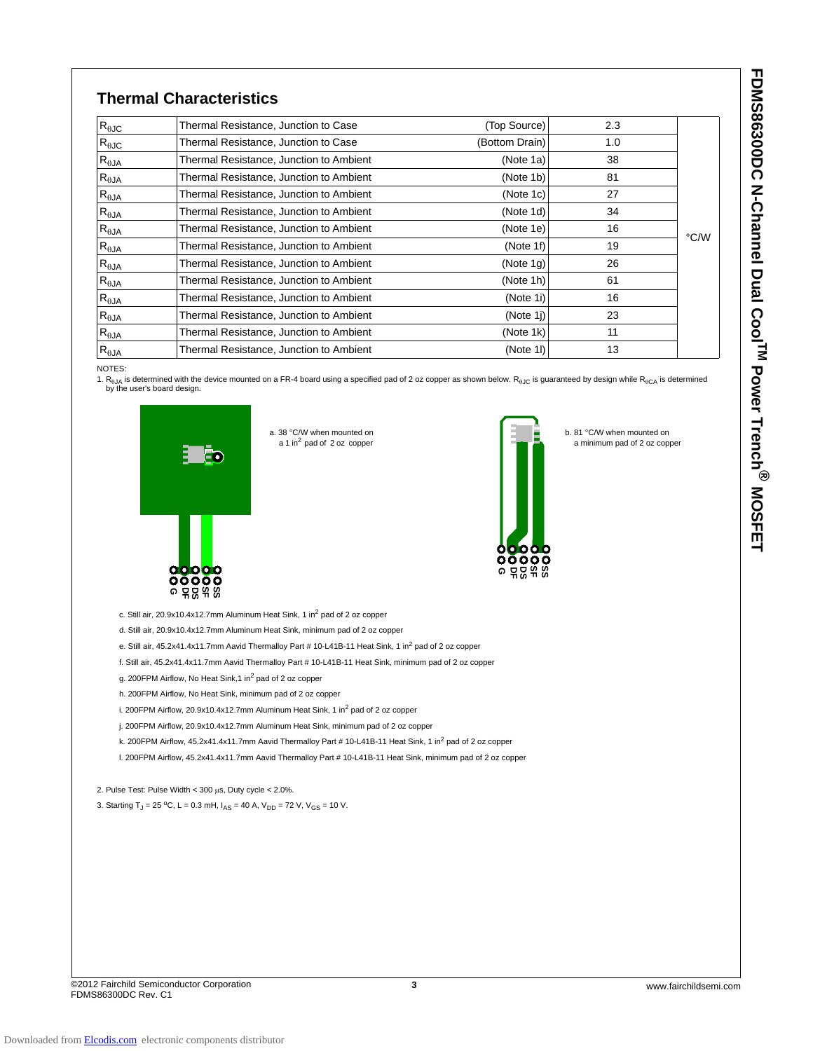## Thermal Characteristics

| | | | | |
|---|---|---|---|---|
| $R_{\theta JC}$ | Thermal Resistance, Junction to Case | (Top Source) | 2.3 | °C/W |
| $R_{\theta JC}$ | Thermal Resistance, Junction to Case | (Bottom Drain) | 1.0 | |
| $R_{\theta JA}$ | Thermal Resistance, Junction to Ambient | (Note 1a) | 38 | |
| $R_{\theta JA}$ | Thermal Resistance, Junction to Ambient | (Note 1b) | 81 | |
| $R_{\theta JA}$ | Thermal Resistance, Junction to Ambient | (Note 1c) | 27 | |
| $R_{\theta JA}$ | Thermal Resistance, Junction to Ambient | (Note 1d) | 34 | |
| $R_{\theta JA}$ | Thermal Resistance, Junction to Ambient | (Note 1e) | 16 | |
| $R_{\theta JA}$ | Thermal Resistance, Junction to Ambient | (Note 1f) | 19 | |
| $R_{\theta JA}$ | Thermal Resistance, Junction to Ambient | (Note 1g) | 26 | |
| $R_{\theta JA}$ | Thermal Resistance, Junction to Ambient | (Note 1h) | 61 | |
| $R_{\theta JA}$ | Thermal Resistance, Junction to Ambient | (Note 1i) | 16 | |
| $R_{\theta JA}$ | Thermal Resistance, Junction to Ambient | (Note 1j) | 23 | |
| $R_{\theta JA}$ | Thermal Resistance, Junction to Ambient | (Note 1k) | 11 | |
| $R_{\theta JA}$ | Thermal Resistance, Junction to Ambient | (Note 1l) | 13 | |

NOTES:

1. $R_{\theta JA}$ is determined with the device mounted on a FR-4 board using a specified pad of 2 oz copper as shown below. $R_{\theta JC}$ is guaranteed by design while $R_{\theta CA}$ is determined by the user's board design.

G DF DS SF SS

a. 38 °C/W when mounted on a 1 in$^2$ pad of 2 oz copper

G DF DS SF SS

b. 81 °C/W when mounted on a minimum pad of 2 oz copper

c. Still air, 20.9x10.4x12.7mm Aluminum Heat Sink, 1 in$^2$ pad of 2 oz copper

d. Still air, 20.9x10.4x12.7mm Aluminum Heat Sink, minimum pad of 2 oz copper

e. Still air, 45.2x41.4x11.7mm Aavid Thermalloy Part # 10-L41B-11 Heat Sink, 1 in$^2$ pad of 2 oz copper

f. Still air, 45.2x41.4x11.7mm Aavid Thermalloy Part # 10-L41B-11 Heat Sink, minimum pad of 2 oz copper

g. 200FPM Airflow, No Heat Sink,1 in$^2$ pad of 2 oz copper

h. 200FPM Airflow, No Heat Sink, minimum pad of 2 oz copper

i. 200FPM Airflow, 20.9x10.4x12.7mm Aluminum Heat Sink, 1 in$^2$ pad of 2 oz copper

j. 200FPM Airflow, 20.9x10.4x12.7mm Aluminum Heat Sink, minimum pad of 2 oz copper

k. 200FPM Airflow, 45.2x41.4x11.7mm Aavid Thermalloy Part # 10-L41B-11 Heat Sink, 1 in$^2$ pad of 2 oz copper

l. 200FPM Airflow, 45.2x41.4x11.7mm Aavid Thermalloy Part # 10-L41B-11 Heat Sink, minimum pad of 2 oz copper

2. Pulse Test: Pulse Width < 300 μs, Duty cycle < 2.0%.

3. Starting $T_J$ = 25 $^oC$, L = 0.3 mH, $I_{AS}$ = 40 A, $V_{DD}$ = 72 V, $V_{GS}$ = 10 V.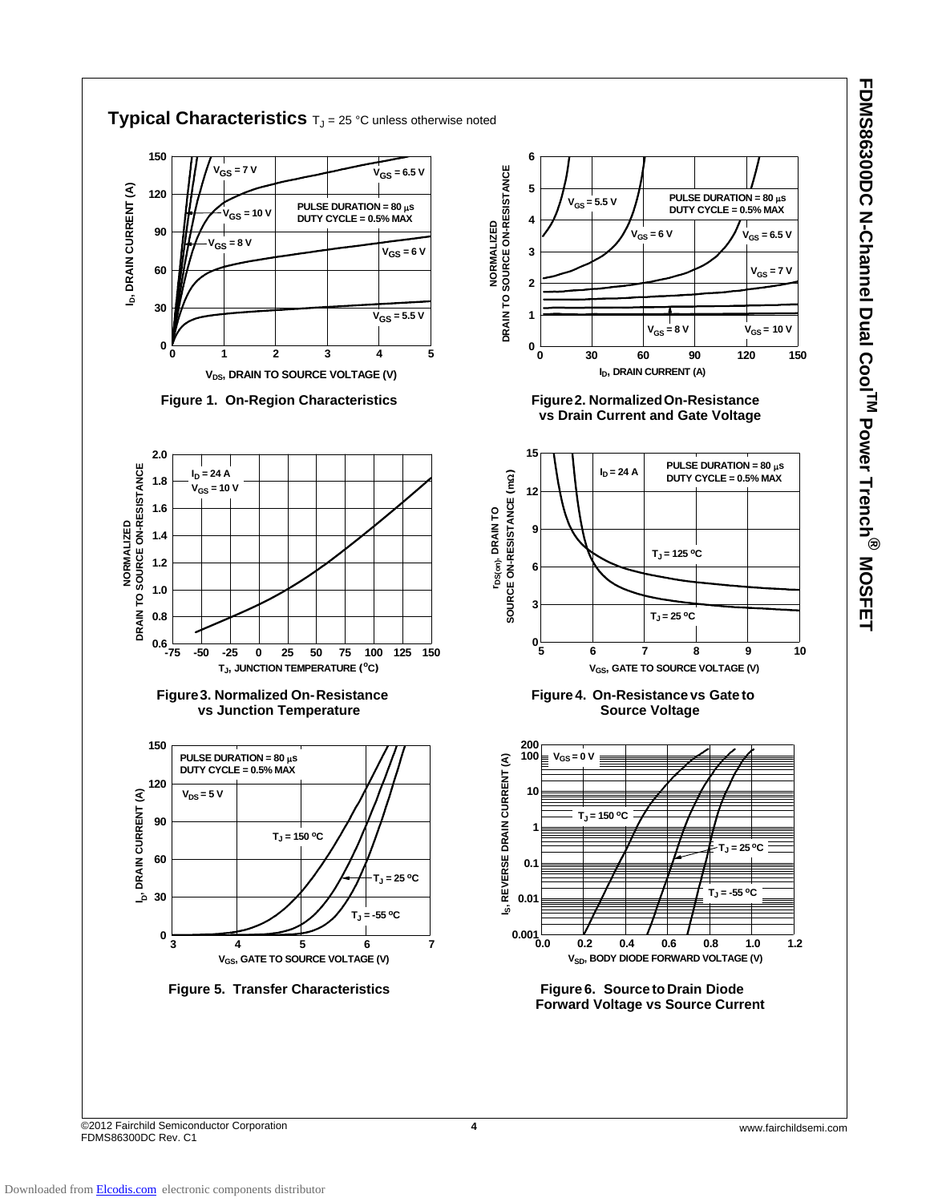## Typical Characteristics $T_J$ = 25 °C unless otherwise noted

Figure 1. On-Region Characteristics

Figure 2. Normalized On-Resistance vs Drain Current and Gate Voltage

Figure 3. Normalized On-Resistance vs Junction Temperature

Figure 4. On-Resistance vs Gate to Source Voltage

Figure 5. Transfer Characteristics

Figure 6. Source to Drain Diode Forward Voltage vs Source Current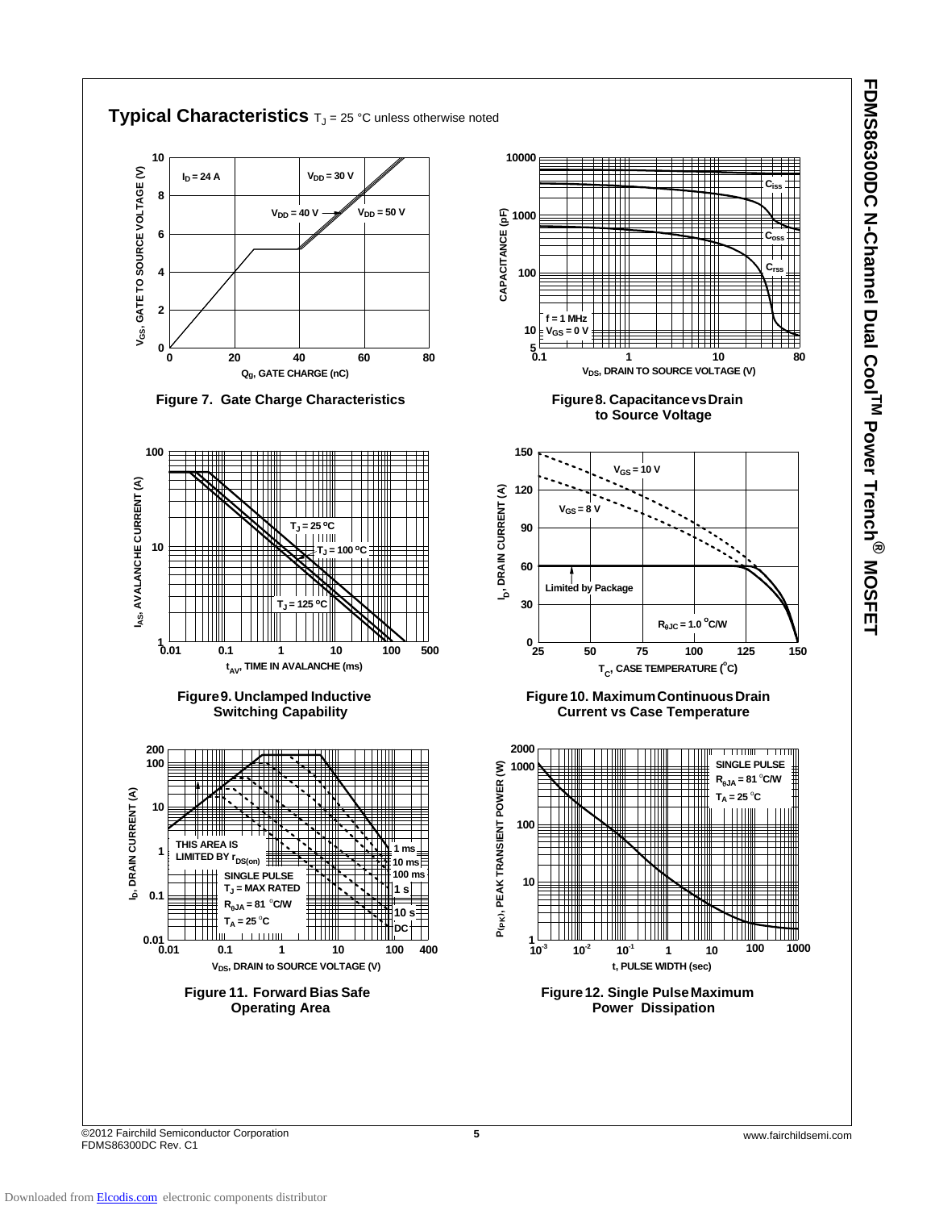## Typical Characteristics $T_J$ = 25 °C unless otherwise noted

Figure 7. Gate Charge Characteristics

Figure 8. Capacitance vs Drain to Source Voltage

Figure 9. Unclamped Inductive Switching Capability

Figure 10. Maximum Continuous Drain Current vs Case Temperature

Figure 11. Forward Bias Safe Operating Area

Figure 12. Single Pulse Maximum Power Dissipation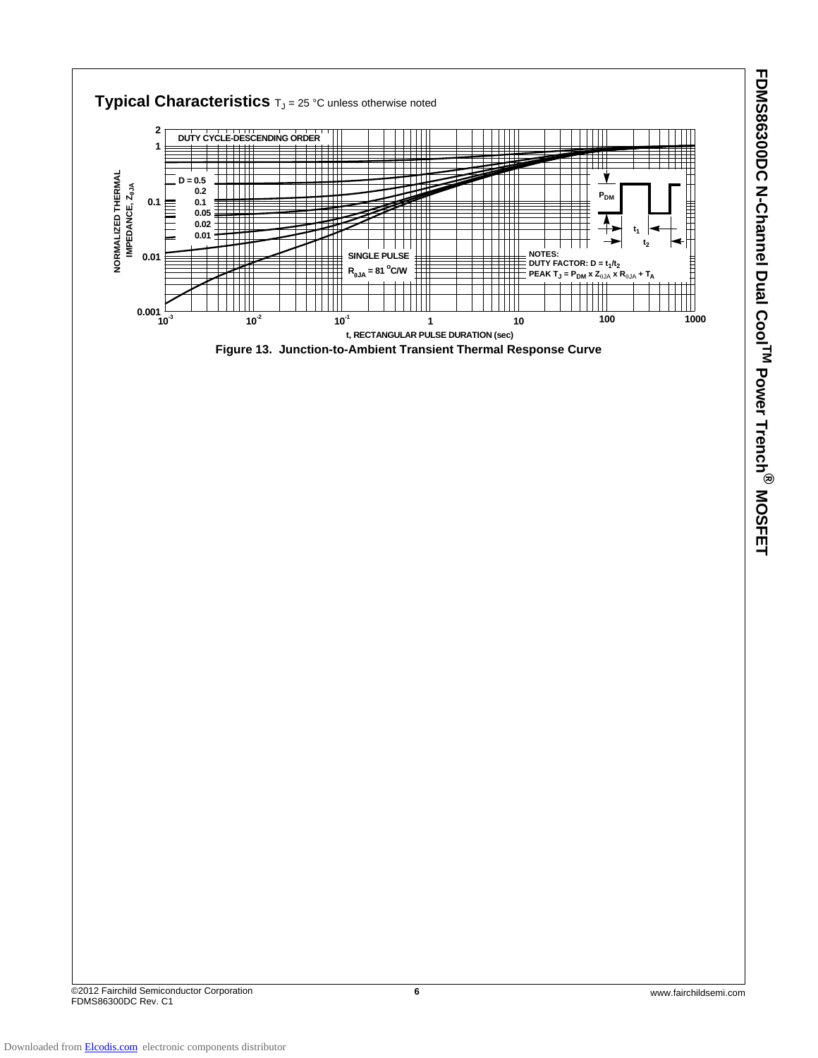## Typical Characteristics $T_J$ = 25 °C unless otherwise noted

DUTY CYCLE-DESCENDING ORDER

D = 0.5
0.2
0.1
0.05
0.02
0.01

SINGLE PULSE
$R_{\theta JA}$ = 81 °C/W

NOTES:
DUTY FACTOR: $D = t_1/t_2$
PEAK $T_J = P_{DM} \times Z_{\theta JA} \times R_{\theta JA} + T_A$

NORMALIZED THERMAL IMPEDANCE, $Z_{\theta JA}$

t, RECTANGULAR PULSE DURATION (sec)

**Figure 13. Junction-to-Ambient Transient Thermal Response Curve**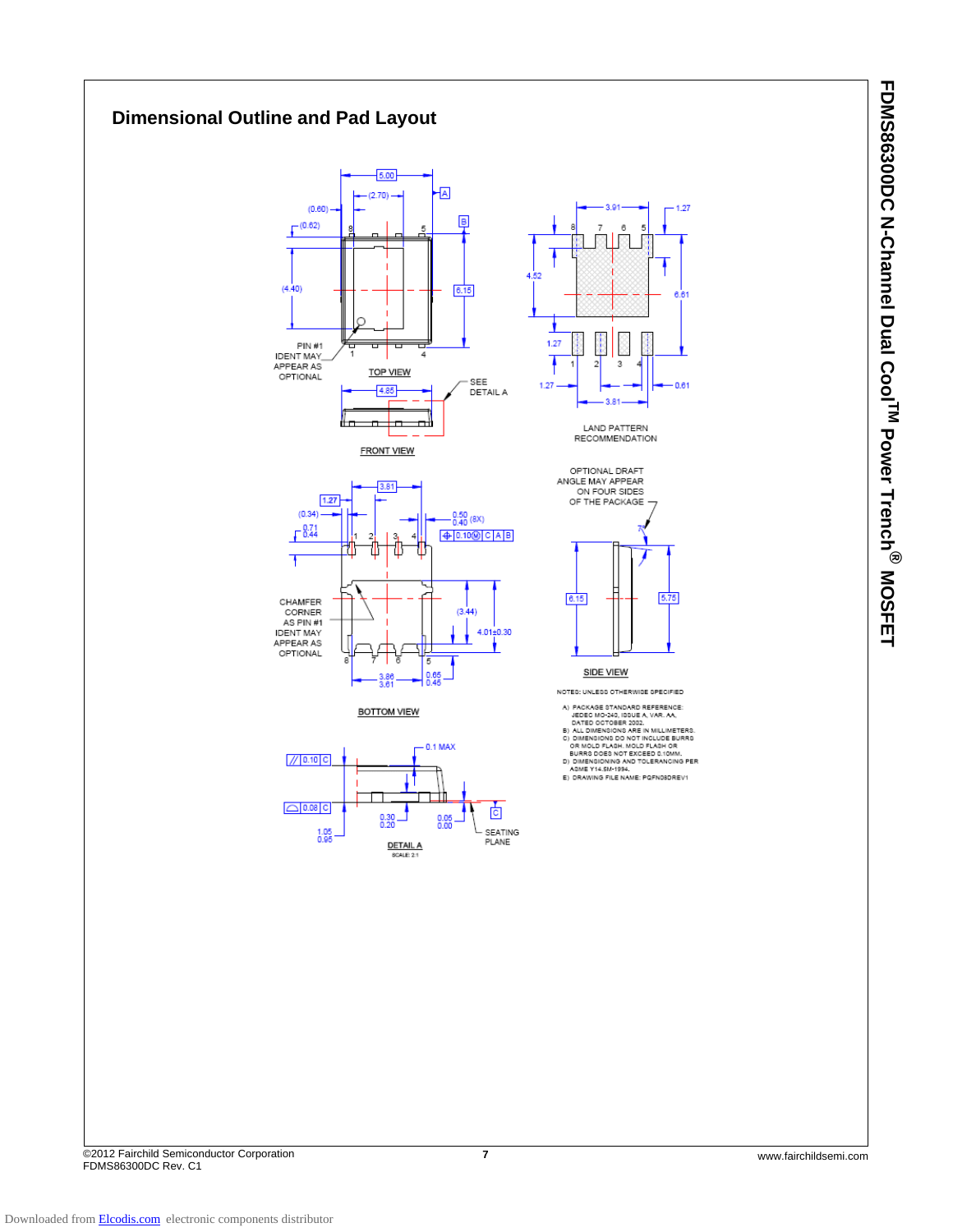## Dimensional Outline and Pad Layout

TOP VIEW

PIN #1 IDENT MAY APPEAR AS OPTIONAL

SEE DETAIL A

FRONT VIEW

LAND PATTERN RECOMMENDATION

OPTIONAL DRAFT ANGLE MAY APPEAR ON FOUR SIDES OF THE PACKAGE

CHAMFER CORNER AS PIN #1 IDENT MAY APPEAR AS OPTIONAL

BOTTOM VIEW

SIDE VIEW

DETAIL A
SCALE: 2:1

SEATING PLANE

NOTES: UNLESS OTHERWISE SPECIFIED

A) PACKAGE STANDARD REFERENCE: JEDEC MO-240, ISSUE A, VAR. AA, DATED OCTOBER 2002.
B) ALL DIMENSIONS ARE IN MILLIMETERS.
C) DIMENSIONS DO NOT INCLUDE BURRS OR MOLD FLASH. MOLD FLASH OR BURRS DOES NOT EXCEED 0.10MM.
D) DIMENSIONING AND TOLERANCING PER ASME Y14.5M-1994.
E) DRAWING FILE NAME: PQFN08DREV1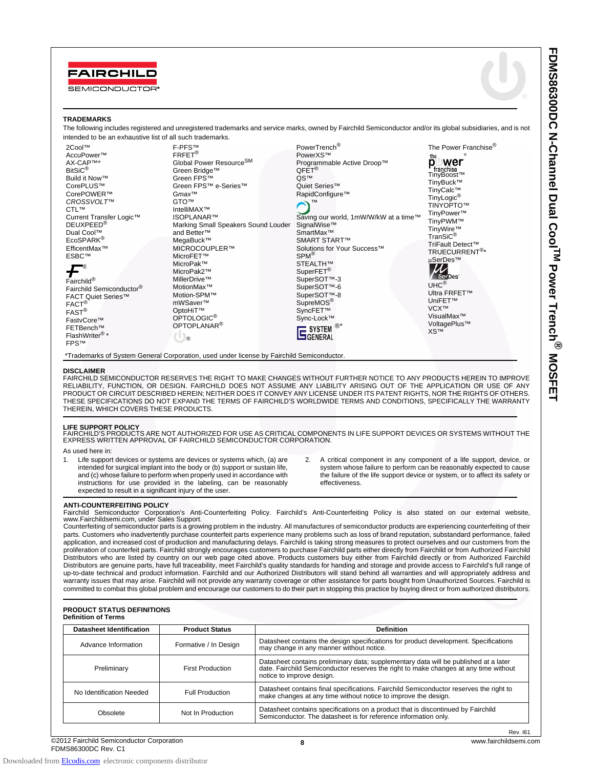## TRADEMARKS

The following includes registered and unregistered trademarks and service marks, owned by Fairchild Semiconductor and/or its global subsidiaries, and is not intended to be an exhaustive list of all such trademarks.

2Cool™
AccuPower™
AX-CAP™*
BitSiC®
Build it Now™
CorePLUS™
CorePOWER™
*CROSSVOLT*™
CTL™
Current Transfer Logic™
DEUXPEED®
Dual Cool™
EcoSPARK®
EfficentMax™
ESBC™
®
Fairchild®
Fairchild Semiconductor®
FACT Quiet Series™
FACT®
FAST®
FastvCore™
FETBench™
FlashWriter® *
FPS™
F-PFS™
FRFET®
Global Power Resource℠
Green Bridge™
Green FPS™
Green FPS™ e-Series™
*Gmax*™
GTO™
IntelliMAX™
ISOPLANAR™
Marking Small Speakers Sound Louder and Better™
MegaBuck™
MICROCOUPLER™
MicroFET™
MicroPak™
MicroPak2™
MillerDrive™
MotionMax™
Motion-SPM™
mWSaver™
OptoHiT™
OPTOLOGIC®
OPTOPLANAR®
®
PowerTrench®
PowerXS™
Programmable Active Droop™
QFET®
QS™
Quiet Series™
RapidConfigure™
™
Saving our world, 1mW/W/kW at a time™
SignalWise™
SmartMax™
SMART START™
Solutions for Your Success™
SPM®
STEALTH™
SuperFET®
SuperSOT™-3
SuperSOT™-6
SuperSOT™-8
SupreMOS®
SyncFET™
Sync-Lock™
SYSTEM GENERAL®*
The Power Franchise®
the power franchise®
TinyBoost™
TinyBuck™
TinyCalc™
TinyLogic®
TINYOPTO™
TinyPower™
TinyPWM™
TinyWire™
TranSiC®
TriFault Detect™
TRUECURRENT®*
μSerDes™
SerDes®
UHC®
Ultra FRFET™
UniFET™
VCX™
VisualMax™
VoltagePlus™
XS™

*Trademarks of System General Corporation, used under license by Fairchild Semiconductor.

## DISCLAIMER

FAIRCHILD SEMICONDUCTOR RESERVES THE RIGHT TO MAKE CHANGES WITHOUT FURTHER NOTICE TO ANY PRODUCTS HEREIN TO IMPROVE RELIABILITY, FUNCTION, OR DESIGN. FAIRCHILD DOES NOT ASSUME ANY LIABILITY ARISING OUT OF THE APPLICATION OR USE OF ANY PRODUCT OR CIRCUIT DESCRIBED HEREIN; NEITHER DOES IT CONVEY ANY LICENSE UNDER ITS PATENT RIGHTS, NOR THE RIGHTS OF OTHERS. THESE SPECIFICATIONS DO NOT EXPAND THE TERMS OF FAIRCHILD'S WORLDWIDE TERMS AND CONDITIONS, SPECIFICALLY THE WARRANTY THEREIN, WHICH COVERS THESE PRODUCTS.

## LIFE SUPPORT POLICY

FAIRCHILD'S PRODUCTS ARE NOT AUTHORIZED FOR USE AS CRITICAL COMPONENTS IN LIFE SUPPORT DEVICES OR SYSTEMS WITHOUT THE EXPRESS WRITTEN APPROVAL OF FAIRCHILD SEMICONDUCTOR CORPORATION.

As used here in:

1. Life support devices or systems are devices or systems which, (a) are intended for surgical implant into the body or (b) support or sustain life, and (c) whose failure to perform when properly used in accordance with instructions for use provided in the labeling, can be reasonably expected to result in a significant injury of the user.
2. A critical component in any component of a life support, device, or system whose failure to perform can be reasonably expected to cause the failure of the life support device or system, or to affect its safety or effectiveness.

## ANTI-COUNTERFEITING POLICY

Fairchild Semiconductor Corporation's Anti-Counterfeiting Policy. Fairchild's Anti-Counterfeiting Policy is also stated on our external website, www.Fairchildsemi.com, under Sales Support.

Counterfeiting of semiconductor parts is a growing problem in the industry. All manufactures of semiconductor products are experiencing counterfeiting of their parts. Customers who inadvertently purchase counterfeit parts experience many problems such as loss of brand reputation, substandard performance, failed application, and increased cost of production and manufacturing delays. Fairchild is taking strong measures to protect ourselves and our customers from the proliferation of counterfeit parts. Fairchild strongly encourages customers to purchase Fairchild parts either directly from Fairchild or from Authorized Fairchild Distributors who are listed by country on our web page cited above. Products customers buy either from Fairchild directly or from Authorized Fairchild Distributors are genuine parts, have full traceability, meet Fairchild's quality standards for handing and storage and provide access to Fairchild's full range of up-to-date technical and product information. Fairchild and our Authorized Distributors will stand behind all warranties and will appropriately address and warranty issues that may arise. Fairchild will not provide any warranty coverage or other assistance for parts bought from Unauthorized Sources. Fairchild is committed to combat this global problem and encourage our customers to do their part in stopping this practice by buying direct or from authorized distributors.

## PRODUCT STATUS DEFINITIONS

**Definition of Terms**

| Datasheet Identification | Product Status | Definition |
|---|---|---|
| Advance Information | Formative / In Design | Datasheet contains the design specifications for product development. Specifications may change in any manner without notice. |
| Preliminary | First Production | Datasheet contains preliminary data; supplementary data will be published at a later date. Fairchild Semiconductor reserves the right to make changes at any time without notice to improve design. |
| No Identification Needed | Full Production | Datasheet contains final specifications. Fairchild Semiconductor reserves the right to make changes at any time without notice to improve the design. |
| Obsolete | Not In Production | Datasheet contains specifications on a product that is discontinued by Fairchild Semiconductor. The datasheet is for reference information only. |

Rev. I61